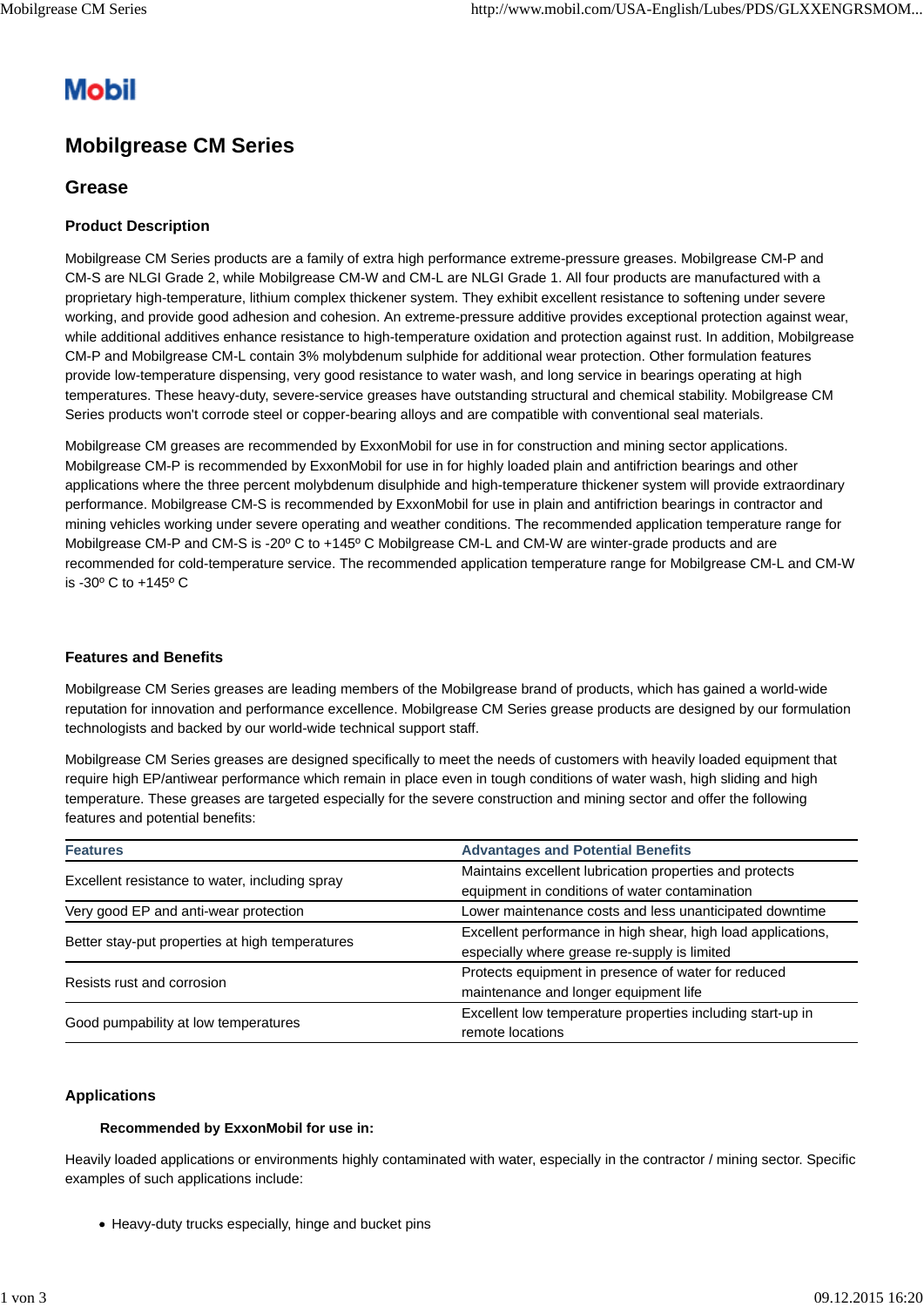Mobil

# Mobilgrease CM Series

## Grease

### Product Description

Mobilgrease CM Series products are a family of extra high performance extreme-pressure greases. Mobilgrease CM-P and CM-S are NLGI Grade 2, while Mobilgrease CM-W and CM-L are NLGI Grade 1. All four products are manufactured with a proprietary high-temperature, lithium complex thickener system. They exhibit excellent resistance to softening under severe working, and provide good adhesion and cohesion. An extreme-pressure additive provides exceptional protection against wear, while additional additives enhance resistance to high-temperature oxidation and protection against rust. In addition, Mobilgrease CM-P and Mobilgrease CM-L contain 3% molybdenum sulphide for additional wear protection. Other formulation features provide low-temperature dispensing, very good resistance to water wash, and long service in bearings operating at high temperatures. These heavy-duty, severe-service greases have outstanding structural and chemical stability. Mobilgrease CM Series products won't corrode steel or copper-bearing alloys and are compatible with conventional seal materials.

Mobilgrease CM greases are recommended by ExxonMobil for use in for construction and mining sector applications. Mobilgrease CM-P is recommended by ExxonMobil for use in for highly loaded plain and antifriction bearings and other applications where the three percent molybdenum disulphide and high-temperature thickener system will provide extraordinary performance. Mobilgrease CM-S is recommended by ExxonMobil for use in plain and antifriction bearings in contractor and mining vehicles working under severe operating and weather conditions. The recommended application temperature range for Mobilgrease CM-P and CM-S is -20º C to +145º C Mobilgrease CM-L and CM-W are winter-grade products and are recommended for cold-temperature service. The recommended application temperature range for Mobilgrease CM-L and CM-W is -30º C to +145º C

### Features and Benefits

Mobilgrease CM Series greases are leading members of the Mobilgrease brand of products, which has gained a world-wide reputation for innovation and performance excellence. Mobilgrease CM Series grease products are designed by our formulation technologists and backed by our world-wide technical support staff.

Mobilgrease CM Series greases are designed specifically to meet the needs of customers with heavily loaded equipment that require high EP/antiwear performance which remain in place even in tough conditions of water wash, high sliding and high temperature. These greases are targeted especially for the severe construction and mining sector and offer the following features and potential benefits:

| Features | Advantages and Potential Benefits |
|---|---|
| Excellent resistance to water, including spray | Maintains excellent lubrication properties and protects equipment in conditions of water contamination |
| Very good EP and anti-wear protection | Lower maintenance costs and less unanticipated downtime |
| Better stay-put properties at high temperatures | Excellent performance in high shear, high load applications, especially where grease re-supply is limited |
| Resists rust and corrosion | Protects equipment in presence of water for reduced maintenance and longer equipment life |
| Good pumpability at low temperatures | Excellent low temperature properties including start-up in remote locations |

### Applications

**Recommended by ExxonMobil for use in:**

Heavily loaded applications or environments highly contaminated with water, especially in the contractor / mining sector. Specific examples of such applications include:

- Heavy-duty trucks especially, hinge and bucket pins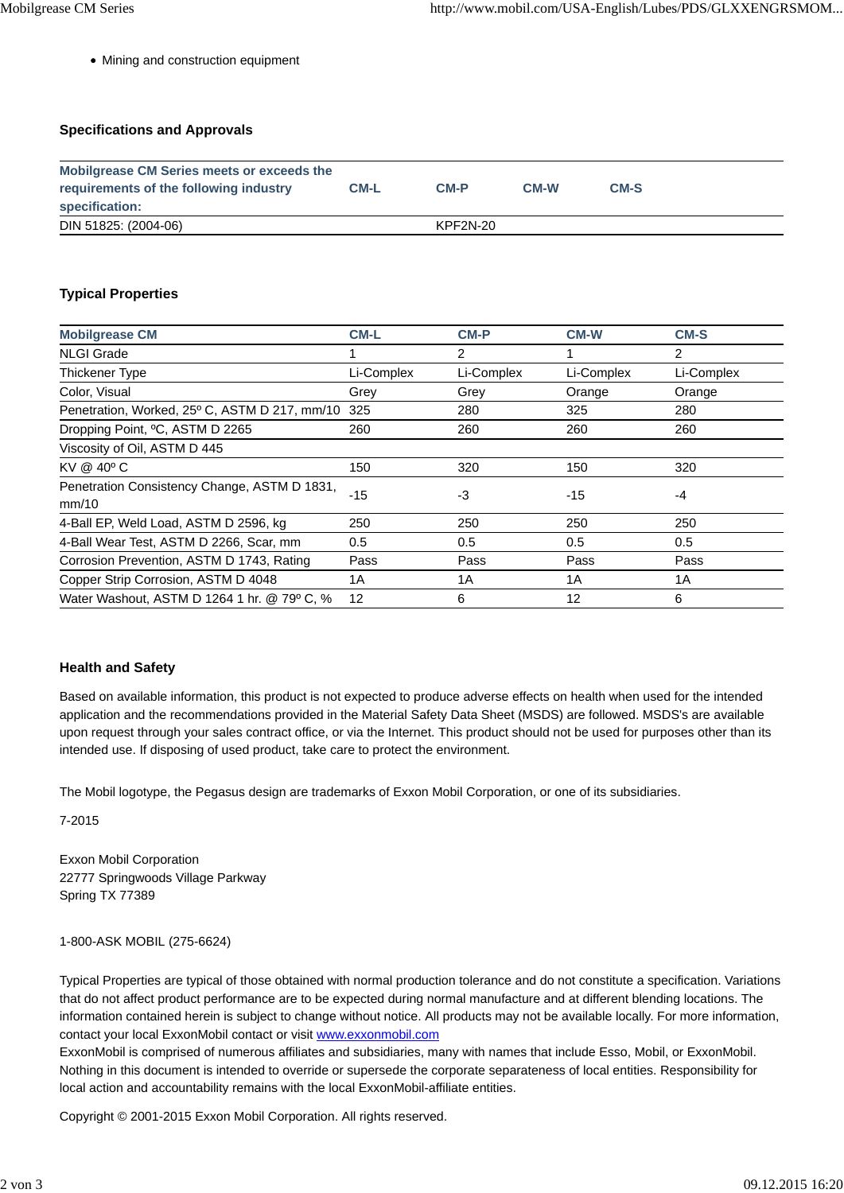- Mining and construction equipment

## Specifications and Approvals

| Mobilgrease CM Series meets or exceeds the requirements of the following industry specification: | CM-L | CM-P | CM-W | CM-S |
|---|---|---|---|---|
| DIN 51825: (2004-06) | | KPF2N-20 | | |

## Typical Properties

| Mobilgrease CM | CM-L | CM-P | CM-W | CM-S |
|---|---|---|---|---|
| NLGI Grade | 1 | 2 | 1 | 2 |
| Thickener Type | Li-Complex | Li-Complex | Li-Complex | Li-Complex |
| Color, Visual | Grey | Grey | Orange | Orange |
| Penetration, Worked, 25º C, ASTM D 217, mm/10 | 325 | 280 | 325 | 280 |
| Dropping Point, ºC, ASTM D 2265 | 260 | 260 | 260 | 260 |
| Viscosity of Oil, ASTM D 445 | | | | |
| KV @ 40º C | 150 | 320 | 150 | 320 |
| Penetration Consistency Change, ASTM D 1831, mm/10 | -15 | -3 | -15 | -4 |
| 4-Ball EP, Weld Load, ASTM D 2596, kg | 250 | 250 | 250 | 250 |
| 4-Ball Wear Test, ASTM D 2266, Scar, mm | 0.5 | 0.5 | 0.5 | 0.5 |
| Corrosion Prevention, ASTM D 1743, Rating | Pass | Pass | Pass | Pass |
| Copper Strip Corrosion, ASTM D 4048 | 1A | 1A | 1A | 1A |
| Water Washout, ASTM D 1264 1 hr. @ 79º C, % | 12 | 6 | 12 | 6 |

## Health and Safety

Based on available information, this product is not expected to produce adverse effects on health when used for the intended application and the recommendations provided in the Material Safety Data Sheet (MSDS) are followed. MSDS's are available upon request through your sales contract office, or via the Internet. This product should not be used for purposes other than its intended use. If disposing of used product, take care to protect the environment.

The Mobil logotype, the Pegasus design are trademarks of Exxon Mobil Corporation, or one of its subsidiaries.

7-2015

Exxon Mobil Corporation
22777 Springwoods Village Parkway
Spring TX 77389

1-800-ASK MOBIL (275-6624)

Typical Properties are typical of those obtained with normal production tolerance and do not constitute a specification. Variations that do not affect product performance are to be expected during normal manufacture and at different blending locations. The information contained herein is subject to change without notice. All products may not be available locally. For more information, contact your local ExxonMobil contact or visit www.exxonmobil.com
ExxonMobil is comprised of numerous affiliates and subsidiaries, many with names that include Esso, Mobil, or ExxonMobil. Nothing in this document is intended to override or supersede the corporate separateness of local entities. Responsibility for local action and accountability remains with the local ExxonMobil-affiliate entities.

Copyright © 2001-2015 Exxon Mobil Corporation. All rights reserved.